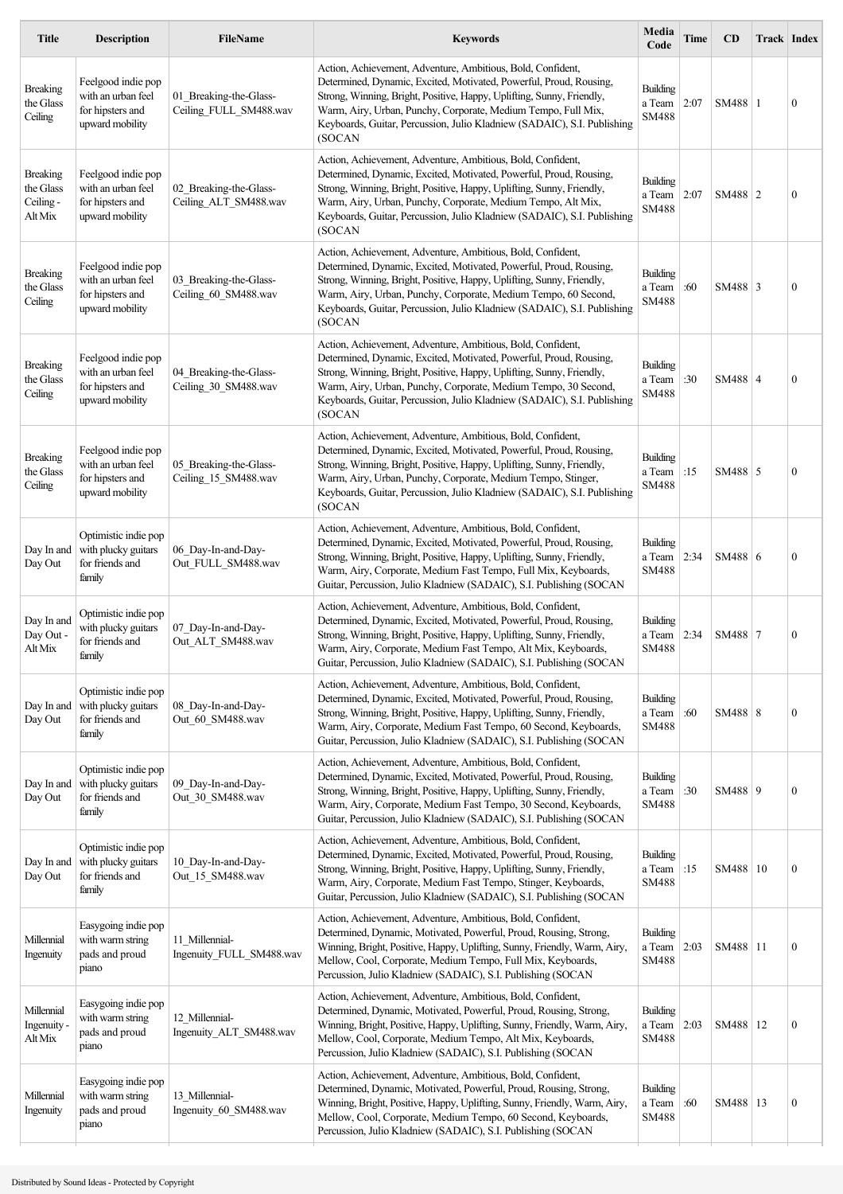| Title | Description | FileName | Keywords | Media Code | Time | CD | Track | Index |
|---|---|---|---|---|---|---|---|---|
| Breaking the Glass Ceiling | Feelgood indie pop with an urban feel for hipsters and upward mobility | 01_Breaking-the-Glass-Ceiling_FULL_SM488.wav | Action, Achievement, Adventure, Ambitious, Bold, Confident, Determined, Dynamic, Excited, Motivated, Powerful, Proud, Rousing, Strong, Winning, Bright, Positive, Happy, Uplifting, Sunny, Friendly, Warm, Airy, Urban, Punchy, Corporate, Medium Tempo, Full Mix, Keyboards, Guitar, Percussion, Julio Kladniew (SADAIC), S.I. Publishing (SOCAN | Building a Team SM488 | 2:07 | SM488 | 1 | 0 |
| Breaking the Glass Ceiling - Alt Mix | Feelgood indie pop with an urban feel for hipsters and upward mobility | 02_Breaking-the-Glass-Ceiling_ALT_SM488.wav | Action, Achievement, Adventure, Ambitious, Bold, Confident, Determined, Dynamic, Excited, Motivated, Powerful, Proud, Rousing, Strong, Winning, Bright, Positive, Happy, Uplifting, Sunny, Friendly, Warm, Airy, Urban, Punchy, Corporate, Medium Tempo, Alt Mix, Keyboards, Guitar, Percussion, Julio Kladniew (SADAIC), S.I. Publishing (SOCAN | Building a Team SM488 | 2:07 | SM488 | 2 | 0 |
| Breaking the Glass Ceiling | Feelgood indie pop with an urban feel for hipsters and upward mobility | 03_Breaking-the-Glass-Ceiling_60_SM488.wav | Action, Achievement, Adventure, Ambitious, Bold, Confident, Determined, Dynamic, Excited, Motivated, Powerful, Proud, Rousing, Strong, Winning, Bright, Positive, Happy, Uplifting, Sunny, Friendly, Warm, Airy, Urban, Punchy, Corporate, Medium Tempo, 60 Second, Keyboards, Guitar, Percussion, Julio Kladniew (SADAIC), S.I. Publishing (SOCAN | Building a Team SM488 | :60 | SM488 | 3 | 0 |
| Breaking the Glass Ceiling | Feelgood indie pop with an urban feel for hipsters and upward mobility | 04_Breaking-the-Glass-Ceiling_30_SM488.wav | Action, Achievement, Adventure, Ambitious, Bold, Confident, Determined, Dynamic, Excited, Motivated, Powerful, Proud, Rousing, Strong, Winning, Bright, Positive, Happy, Uplifting, Sunny, Friendly, Warm, Airy, Urban, Punchy, Corporate, Medium Tempo, 30 Second, Keyboards, Guitar, Percussion, Julio Kladniew (SADAIC), S.I. Publishing (SOCAN | Building a Team SM488 | :30 | SM488 | 4 | 0 |
| Breaking the Glass Ceiling | Feelgood indie pop with an urban feel for hipsters and upward mobility | 05_Breaking-the-Glass-Ceiling_15_SM488.wav | Action, Achievement, Adventure, Ambitious, Bold, Confident, Determined, Dynamic, Excited, Motivated, Powerful, Proud, Rousing, Strong, Winning, Bright, Positive, Happy, Uplifting, Sunny, Friendly, Warm, Airy, Urban, Punchy, Corporate, Medium Tempo, Stinger, Keyboards, Guitar, Percussion, Julio Kladniew (SADAIC), S.I. Publishing (SOCAN | Building a Team SM488 | :15 | SM488 | 5 | 0 |
| Day In and Day Out | Optimistic indie pop with plucky guitars for friends and family | 06_Day-In-and-Day-Out_FULL_SM488.wav | Action, Achievement, Adventure, Ambitious, Bold, Confident, Determined, Dynamic, Excited, Motivated, Powerful, Proud, Rousing, Strong, Winning, Bright, Positive, Happy, Uplifting, Sunny, Friendly, Warm, Airy, Corporate, Medium Fast Tempo, Full Mix, Keyboards, Guitar, Percussion, Julio Kladniew (SADAIC), S.I. Publishing (SOCAN | Building a Team SM488 | 2:34 | SM488 | 6 | 0 |
| Day In and Day Out - Alt Mix | Optimistic indie pop with plucky guitars for friends and family | 07_Day-In-and-Day-Out_ALT_SM488.wav | Action, Achievement, Adventure, Ambitious, Bold, Confident, Determined, Dynamic, Excited, Motivated, Powerful, Proud, Rousing, Strong, Winning, Bright, Positive, Happy, Uplifting, Sunny, Friendly, Warm, Airy, Corporate, Medium Fast Tempo, Alt Mix, Keyboards, Guitar, Percussion, Julio Kladniew (SADAIC), S.I. Publishing (SOCAN | Building a Team SM488 | 2:34 | SM488 | 7 | 0 |
| Day In and Day Out | Optimistic indie pop with plucky guitars for friends and family | 08_Day-In-and-Day-Out_60_SM488.wav | Action, Achievement, Adventure, Ambitious, Bold, Confident, Determined, Dynamic, Excited, Motivated, Powerful, Proud, Rousing, Strong, Winning, Bright, Positive, Happy, Uplifting, Sunny, Friendly, Warm, Airy, Corporate, Medium Fast Tempo, 60 Second, Keyboards, Guitar, Percussion, Julio Kladniew (SADAIC), S.I. Publishing (SOCAN | Building a Team SM488 | :60 | SM488 | 8 | 0 |
| Day In and Day Out | Optimistic indie pop with plucky guitars for friends and family | 09_Day-In-and-Day-Out_30_SM488.wav | Action, Achievement, Adventure, Ambitious, Bold, Confident, Determined, Dynamic, Excited, Motivated, Powerful, Proud, Rousing, Strong, Winning, Bright, Positive, Happy, Uplifting, Sunny, Friendly, Warm, Airy, Corporate, Medium Fast Tempo, 30 Second, Keyboards, Guitar, Percussion, Julio Kladniew (SADAIC), S.I. Publishing (SOCAN | Building a Team SM488 | :30 | SM488 | 9 | 0 |
| Day In and Day Out | Optimistic indie pop with plucky guitars for friends and family | 10_Day-In-and-Day-Out_15_SM488.wav | Action, Achievement, Adventure, Ambitious, Bold, Confident, Determined, Dynamic, Excited, Motivated, Powerful, Proud, Rousing, Strong, Winning, Bright, Positive, Happy, Uplifting, Sunny, Friendly, Warm, Airy, Corporate, Medium Fast Tempo, Stinger, Keyboards, Guitar, Percussion, Julio Kladniew (SADAIC), S.I. Publishing (SOCAN | Building a Team SM488 | :15 | SM488 | 10 | 0 |
| Millennial Ingenuity | Easygoing indie pop with warm string pads and proud piano | 11_Millennial-Ingenuity_FULL_SM488.wav | Action, Achievement, Adventure, Ambitious, Bold, Confident, Determined, Dynamic, Motivated, Powerful, Proud, Rousing, Strong, Winning, Bright, Positive, Happy, Uplifting, Sunny, Friendly, Warm, Airy, Mellow, Cool, Corporate, Medium Tempo, Full Mix, Keyboards, Percussion, Julio Kladniew (SADAIC), S.I. Publishing (SOCAN | Building a Team SM488 | 2:03 | SM488 | 11 | 0 |
| Millennial Ingenuity - Alt Mix | Easygoing indie pop with warm string pads and proud piano | 12_Millennial-Ingenuity_ALT_SM488.wav | Action, Achievement, Adventure, Ambitious, Bold, Confident, Determined, Dynamic, Motivated, Powerful, Proud, Rousing, Strong, Winning, Bright, Positive, Happy, Uplifting, Sunny, Friendly, Warm, Airy, Mellow, Cool, Corporate, Medium Tempo, Alt Mix, Keyboards, Percussion, Julio Kladniew (SADAIC), S.I. Publishing (SOCAN | Building a Team SM488 | 2:03 | SM488 | 12 | 0 |
| Millennial Ingenuity | Easygoing indie pop with warm string pads and proud piano | 13_Millennial-Ingenuity_60_SM488.wav | Action, Achievement, Adventure, Ambitious, Bold, Confident, Determined, Dynamic, Motivated, Powerful, Proud, Rousing, Strong, Winning, Bright, Positive, Happy, Uplifting, Sunny, Friendly, Warm, Airy, Mellow, Cool, Corporate, Medium Tempo, 60 Second, Keyboards, Percussion, Julio Kladniew (SADAIC), S.I. Publishing (SOCAN | Building a Team SM488 | :60 | SM488 | 13 | 0 |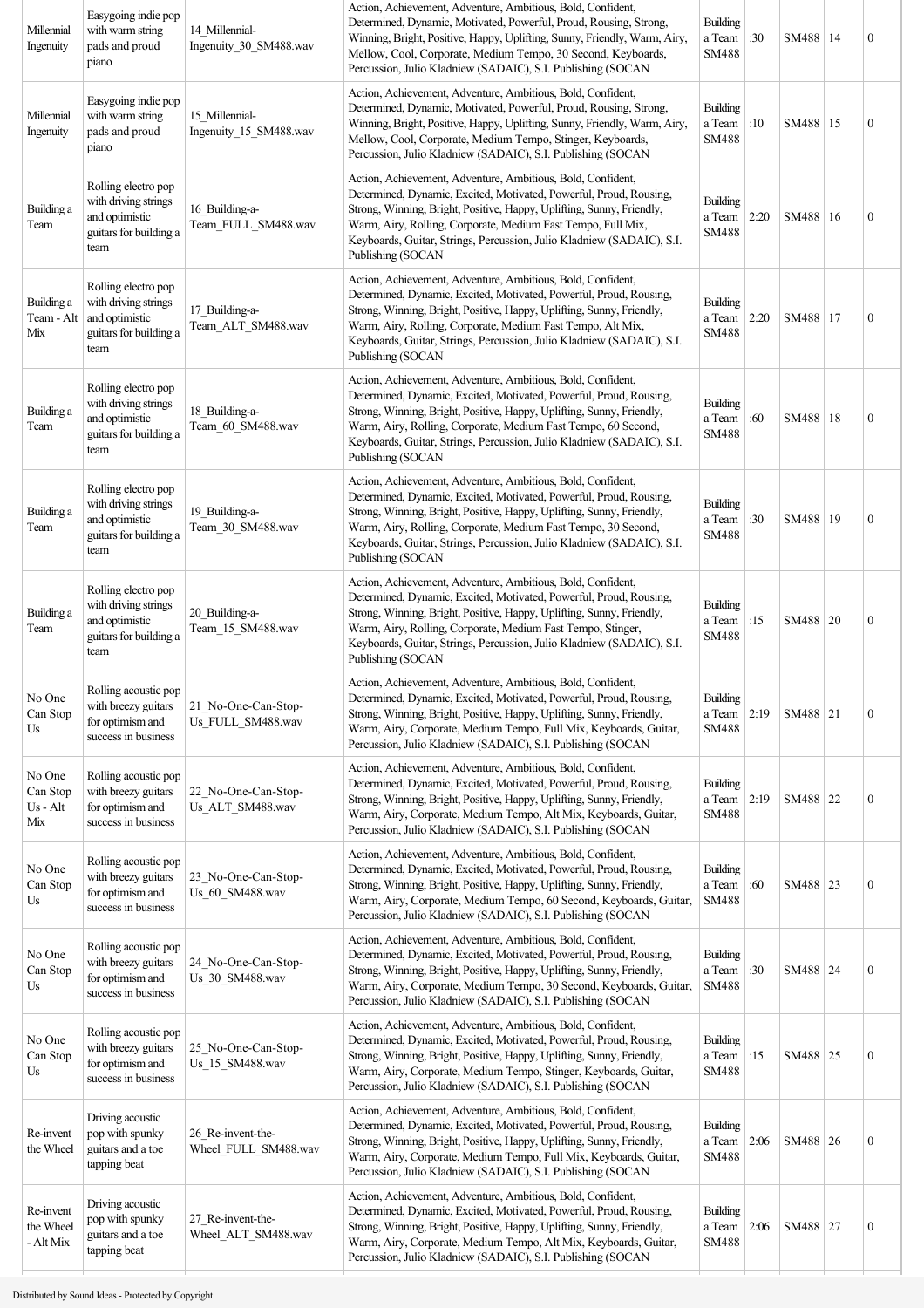| Millennial Ingenuity | Easygoing indie pop with warm string pads and proud piano | 14_Millennial-Ingenuity_30_SM488.wav | Action, Achievement, Adventure, Ambitious, Bold, Confident, Determined, Dynamic, Motivated, Powerful, Proud, Rousing, Strong, Winning, Bright, Positive, Happy, Uplifting, Sunny, Friendly, Warm, Airy, Mellow, Cool, Corporate, Medium Tempo, 30 Second, Keyboards, Percussion, Julio Kladniew (SADAIC), S.I. Publishing (SOCAN | Building a Team SM488 | :30 | SM488 | 14 | 0 |
|---|---|---|---|---|---|---|---|---|
| Millennial Ingenuity | Easygoing indie pop with warm string pads and proud piano | 15_Millennial-Ingenuity_15_SM488.wav | Action, Achievement, Adventure, Ambitious, Bold, Confident, Determined, Dynamic, Motivated, Powerful, Proud, Rousing, Strong, Winning, Bright, Positive, Happy, Uplifting, Sunny, Friendly, Warm, Airy, Mellow, Cool, Corporate, Medium Tempo, Stinger, Keyboards, Percussion, Julio Kladniew (SADAIC), S.I. Publishing (SOCAN | Building a Team SM488 | :10 | SM488 | 15 | 0 |
| Building a Team | Rolling electro pop with driving strings and optimistic guitars for building a team | 16_Building-a-Team_FULL_SM488.wav | Action, Achievement, Adventure, Ambitious, Bold, Confident, Determined, Dynamic, Excited, Motivated, Powerful, Proud, Rousing, Strong, Winning, Bright, Positive, Happy, Uplifting, Sunny, Friendly, Warm, Airy, Rolling, Corporate, Medium Fast Tempo, Full Mix, Keyboards, Guitar, Strings, Percussion, Julio Kladniew (SADAIC), S.I. Publishing (SOCAN | Building a Team SM488 | 2:20 | SM488 | 16 | 0 |
| Building a Team - Alt Mix | Rolling electro pop with driving strings and optimistic guitars for building a team | 17_Building-a-Team_ALT_SM488.wav | Action, Achievement, Adventure, Ambitious, Bold, Confident, Determined, Dynamic, Excited, Motivated, Powerful, Proud, Rousing, Strong, Winning, Bright, Positive, Happy, Uplifting, Sunny, Friendly, Warm, Airy, Rolling, Corporate, Medium Fast Tempo, Alt Mix, Keyboards, Guitar, Strings, Percussion, Julio Kladniew (SADAIC), S.I. Publishing (SOCAN | Building a Team SM488 | 2:20 | SM488 | 17 | 0 |
| Building a Team | Rolling electro pop with driving strings and optimistic guitars for building a team | 18_Building-a-Team_60_SM488.wav | Action, Achievement, Adventure, Ambitious, Bold, Confident, Determined, Dynamic, Excited, Motivated, Powerful, Proud, Rousing, Strong, Winning, Bright, Positive, Happy, Uplifting, Sunny, Friendly, Warm, Airy, Rolling, Corporate, Medium Fast Tempo, 60 Second, Keyboards, Guitar, Strings, Percussion, Julio Kladniew (SADAIC), S.I. Publishing (SOCAN | Building a Team SM488 | :60 | SM488 | 18 | 0 |
| Building a Team | Rolling electro pop with driving strings and optimistic guitars for building a team | 19_Building-a-Team_30_SM488.wav | Action, Achievement, Adventure, Ambitious, Bold, Confident, Determined, Dynamic, Excited, Motivated, Powerful, Proud, Rousing, Strong, Winning, Bright, Positive, Happy, Uplifting, Sunny, Friendly, Warm, Airy, Rolling, Corporate, Medium Fast Tempo, 30 Second, Keyboards, Guitar, Strings, Percussion, Julio Kladniew (SADAIC), S.I. Publishing (SOCAN | Building a Team SM488 | :30 | SM488 | 19 | 0 |
| Building a Team | Rolling electro pop with driving strings and optimistic guitars for building a team | 20_Building-a-Team_15_SM488.wav | Action, Achievement, Adventure, Ambitious, Bold, Confident, Determined, Dynamic, Excited, Motivated, Powerful, Proud, Rousing, Strong, Winning, Bright, Positive, Happy, Uplifting, Sunny, Friendly, Warm, Airy, Rolling, Corporate, Medium Fast Tempo, Stinger, Keyboards, Guitar, Strings, Percussion, Julio Kladniew (SADAIC), S.I. Publishing (SOCAN | Building a Team SM488 | :15 | SM488 | 20 | 0 |
| No One Can Stop Us | Rolling acoustic pop with breezy guitars for optimism and success in business | 21_No-One-Can-Stop-Us_FULL_SM488.wav | Action, Achievement, Adventure, Ambitious, Bold, Confident, Determined, Dynamic, Excited, Motivated, Powerful, Proud, Rousing, Strong, Winning, Bright, Positive, Happy, Uplifting, Sunny, Friendly, Warm, Airy, Corporate, Medium Tempo, Full Mix, Keyboards, Guitar, Percussion, Julio Kladniew (SADAIC), S.I. Publishing (SOCAN | Building a Team SM488 | 2:19 | SM488 | 21 | 0 |
| No One Can Stop Us - Alt Mix | Rolling acoustic pop with breezy guitars for optimism and success in business | 22_No-One-Can-Stop-Us_ALT_SM488.wav | Action, Achievement, Adventure, Ambitious, Bold, Confident, Determined, Dynamic, Excited, Motivated, Powerful, Proud, Rousing, Strong, Winning, Bright, Positive, Happy, Uplifting, Sunny, Friendly, Warm, Airy, Corporate, Medium Tempo, Alt Mix, Keyboards, Guitar, Percussion, Julio Kladniew (SADAIC), S.I. Publishing (SOCAN | Building a Team SM488 | 2:19 | SM488 | 22 | 0 |
| No One Can Stop Us | Rolling acoustic pop with breezy guitars for optimism and success in business | 23_No-One-Can-Stop-Us_60_SM488.wav | Action, Achievement, Adventure, Ambitious, Bold, Confident, Determined, Dynamic, Excited, Motivated, Powerful, Proud, Rousing, Strong, Winning, Bright, Positive, Happy, Uplifting, Sunny, Friendly, Warm, Airy, Corporate, Medium Tempo, 60 Second, Keyboards, Guitar, Percussion, Julio Kladniew (SADAIC), S.I. Publishing (SOCAN | Building a Team SM488 | :60 | SM488 | 23 | 0 |
| No One Can Stop Us | Rolling acoustic pop with breezy guitars for optimism and success in business | 24_No-One-Can-Stop-Us_30_SM488.wav | Action, Achievement, Adventure, Ambitious, Bold, Confident, Determined, Dynamic, Excited, Motivated, Powerful, Proud, Rousing, Strong, Winning, Bright, Positive, Happy, Uplifting, Sunny, Friendly, Warm, Airy, Corporate, Medium Tempo, 30 Second, Keyboards, Guitar, Percussion, Julio Kladniew (SADAIC), S.I. Publishing (SOCAN | Building a Team SM488 | :30 | SM488 | 24 | 0 |
| No One Can Stop Us | Rolling acoustic pop with breezy guitars for optimism and success in business | 25_No-One-Can-Stop-Us_15_SM488.wav | Action, Achievement, Adventure, Ambitious, Bold, Confident, Determined, Dynamic, Excited, Motivated, Powerful, Proud, Rousing, Strong, Winning, Bright, Positive, Happy, Uplifting, Sunny, Friendly, Warm, Airy, Corporate, Medium Tempo, Stinger, Keyboards, Guitar, Percussion, Julio Kladniew (SADAIC), S.I. Publishing (SOCAN | Building a Team SM488 | :15 | SM488 | 25 | 0 |
| Re-invent the Wheel | Driving acoustic pop with spunky guitars and a toe tapping beat | 26_Re-invent-the-Wheel_FULL_SM488.wav | Action, Achievement, Adventure, Ambitious, Bold, Confident, Determined, Dynamic, Excited, Motivated, Powerful, Proud, Rousing, Strong, Winning, Bright, Positive, Happy, Uplifting, Sunny, Friendly, Warm, Airy, Corporate, Medium Tempo, Full Mix, Keyboards, Guitar, Percussion, Julio Kladniew (SADAIC), S.I. Publishing (SOCAN | Building a Team SM488 | 2:06 | SM488 | 26 | 0 |
| Re-invent the Wheel - Alt Mix | Driving acoustic pop with spunky guitars and a toe tapping beat | 27_Re-invent-the-Wheel_ALT_SM488.wav | Action, Achievement, Adventure, Ambitious, Bold, Confident, Determined, Dynamic, Excited, Motivated, Powerful, Proud, Rousing, Strong, Winning, Bright, Positive, Happy, Uplifting, Sunny, Friendly, Warm, Airy, Corporate, Medium Tempo, Alt Mix, Keyboards, Guitar, Percussion, Julio Kladniew (SADAIC), S.I. Publishing (SOCAN | Building a Team SM488 | 2:06 | SM488 | 27 | 0 |

Distributed by Sound Ideas - Protected by Copyright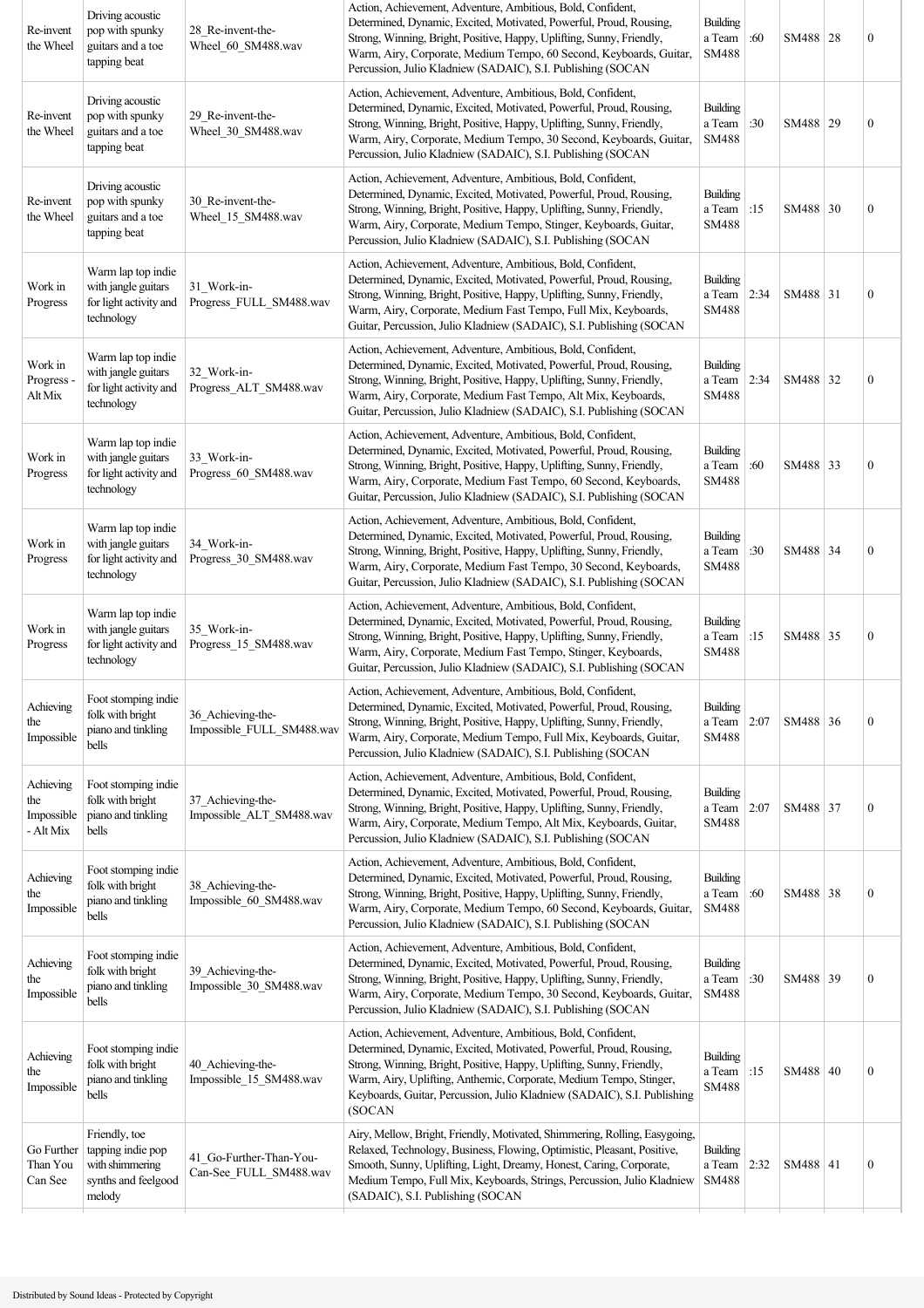| | | | | | | | | |
|---|---|---|---|---|---|---|---|---|
| Re-invent the Wheel | Driving acoustic pop with spunky guitars and a toe tapping beat | 28_Re-invent-the-Wheel_60_SM488.wav | Action, Achievement, Adventure, Ambitious, Bold, Confident, Determined, Dynamic, Excited, Motivated, Powerful, Proud, Rousing, Strong, Winning, Bright, Positive, Happy, Uplifting, Sunny, Friendly, Warm, Airy, Corporate, Medium Tempo, 60 Second, Keyboards, Guitar, Percussion, Julio Kladniew (SADAIC), S.I. Publishing (SOCAN | Building a Team SM488 | :60 | SM488 | 28 | 0 |
| Re-invent the Wheel | Driving acoustic pop with spunky guitars and a toe tapping beat | 29_Re-invent-the-Wheel_30_SM488.wav | Action, Achievement, Adventure, Ambitious, Bold, Confident, Determined, Dynamic, Excited, Motivated, Powerful, Proud, Rousing, Strong, Winning, Bright, Positive, Happy, Uplifting, Sunny, Friendly, Warm, Airy, Corporate, Medium Tempo, 30 Second, Keyboards, Guitar, Percussion, Julio Kladniew (SADAIC), S.I. Publishing (SOCAN | Building a Team SM488 | :30 | SM488 | 29 | 0 |
| Re-invent the Wheel | Driving acoustic pop with spunky guitars and a toe tapping beat | 30_Re-invent-the-Wheel_15_SM488.wav | Action, Achievement, Adventure, Ambitious, Bold, Confident, Determined, Dynamic, Excited, Motivated, Powerful, Proud, Rousing, Strong, Winning, Bright, Positive, Happy, Uplifting, Sunny, Friendly, Warm, Airy, Corporate, Medium Tempo, Stinger, Keyboards, Guitar, Percussion, Julio Kladniew (SADAIC), S.I. Publishing (SOCAN | Building a Team SM488 | :15 | SM488 | 30 | 0 |
| Work in Progress | Warm lap top indie with jangle guitars for light activity and technology | 31_Work-in-Progress_FULL_SM488.wav | Action, Achievement, Adventure, Ambitious, Bold, Confident, Determined, Dynamic, Excited, Motivated, Powerful, Proud, Rousing, Strong, Winning, Bright, Positive, Happy, Uplifting, Sunny, Friendly, Warm, Airy, Corporate, Medium Fast Tempo, Full Mix, Keyboards, Guitar, Percussion, Julio Kladniew (SADAIC), S.I. Publishing (SOCAN | Building a Team SM488 | 2:34 | SM488 | 31 | 0 |
| Work in Progress - Alt Mix | Warm lap top indie with jangle guitars for light activity and technology | 32_Work-in-Progress_ALT_SM488.wav | Action, Achievement, Adventure, Ambitious, Bold, Confident, Determined, Dynamic, Excited, Motivated, Powerful, Proud, Rousing, Strong, Winning, Bright, Positive, Happy, Uplifting, Sunny, Friendly, Warm, Airy, Corporate, Medium Fast Tempo, Alt Mix, Keyboards, Guitar, Percussion, Julio Kladniew (SADAIC), S.I. Publishing (SOCAN | Building a Team SM488 | 2:34 | SM488 | 32 | 0 |
| Work in Progress | Warm lap top indie with jangle guitars for light activity and technology | 33_Work-in-Progress_60_SM488.wav | Action, Achievement, Adventure, Ambitious, Bold, Confident, Determined, Dynamic, Excited, Motivated, Powerful, Proud, Rousing, Strong, Winning, Bright, Positive, Happy, Uplifting, Sunny, Friendly, Warm, Airy, Corporate, Medium Fast Tempo, 60 Second, Keyboards, Guitar, Percussion, Julio Kladniew (SADAIC), S.I. Publishing (SOCAN | Building a Team SM488 | :60 | SM488 | 33 | 0 |
| Work in Progress | Warm lap top indie with jangle guitars for light activity and technology | 34_Work-in-Progress_30_SM488.wav | Action, Achievement, Adventure, Ambitious, Bold, Confident, Determined, Dynamic, Excited, Motivated, Powerful, Proud, Rousing, Strong, Winning, Bright, Positive, Happy, Uplifting, Sunny, Friendly, Warm, Airy, Corporate, Medium Fast Tempo, 30 Second, Keyboards, Guitar, Percussion, Julio Kladniew (SADAIC), S.I. Publishing (SOCAN | Building a Team SM488 | :30 | SM488 | 34 | 0 |
| Work in Progress | Warm lap top indie with jangle guitars for light activity and technology | 35_Work-in-Progress_15_SM488.wav | Action, Achievement, Adventure, Ambitious, Bold, Confident, Determined, Dynamic, Excited, Motivated, Powerful, Proud, Rousing, Strong, Winning, Bright, Positive, Happy, Uplifting, Sunny, Friendly, Warm, Airy, Corporate, Medium Fast Tempo, Stinger, Keyboards, Guitar, Percussion, Julio Kladniew (SADAIC), S.I. Publishing (SOCAN | Building a Team SM488 | :15 | SM488 | 35 | 0 |
| Achieving the Impossible | Foot stomping indie folk with bright piano and tinkling bells | 36_Achieving-the-Impossible_FULL_SM488.wav | Action, Achievement, Adventure, Ambitious, Bold, Confident, Determined, Dynamic, Excited, Motivated, Powerful, Proud, Rousing, Strong, Winning, Bright, Positive, Happy, Uplifting, Sunny, Friendly, Warm, Airy, Corporate, Medium Tempo, Full Mix, Keyboards, Guitar, Percussion, Julio Kladniew (SADAIC), S.I. Publishing (SOCAN | Building a Team SM488 | 2:07 | SM488 | 36 | 0 |
| Achieving the Impossible - Alt Mix | Foot stomping indie folk with bright piano and tinkling bells | 37_Achieving-the-Impossible_ALT_SM488.wav | Action, Achievement, Adventure, Ambitious, Bold, Confident, Determined, Dynamic, Excited, Motivated, Powerful, Proud, Rousing, Strong, Winning, Bright, Positive, Happy, Uplifting, Sunny, Friendly, Warm, Airy, Corporate, Medium Tempo, Alt Mix, Keyboards, Guitar, Percussion, Julio Kladniew (SADAIC), S.I. Publishing (SOCAN | Building a Team SM488 | 2:07 | SM488 | 37 | 0 |
| Achieving the Impossible | Foot stomping indie folk with bright piano and tinkling bells | 38_Achieving-the-Impossible_60_SM488.wav | Action, Achievement, Adventure, Ambitious, Bold, Confident, Determined, Dynamic, Excited, Motivated, Powerful, Proud, Rousing, Strong, Winning, Bright, Positive, Happy, Uplifting, Sunny, Friendly, Warm, Airy, Corporate, Medium Tempo, 60 Second, Keyboards, Guitar, Percussion, Julio Kladniew (SADAIC), S.I. Publishing (SOCAN | Building a Team SM488 | :60 | SM488 | 38 | 0 |
| Achieving the Impossible | Foot stomping indie folk with bright piano and tinkling bells | 39_Achieving-the-Impossible_30_SM488.wav | Action, Achievement, Adventure, Ambitious, Bold, Confident, Determined, Dynamic, Excited, Motivated, Powerful, Proud, Rousing, Strong, Winning, Bright, Positive, Happy, Uplifting, Sunny, Friendly, Warm, Airy, Corporate, Medium Tempo, 30 Second, Keyboards, Guitar, Percussion, Julio Kladniew (SADAIC), S.I. Publishing (SOCAN | Building a Team SM488 | :30 | SM488 | 39 | 0 |
| Achieving the Impossible | Foot stomping indie folk with bright piano and tinkling bells | 40_Achieving-the-Impossible_15_SM488.wav | Action, Achievement, Adventure, Ambitious, Bold, Confident, Determined, Dynamic, Excited, Motivated, Powerful, Proud, Rousing, Strong, Winning, Bright, Positive, Happy, Uplifting, Sunny, Friendly, Warm, Airy, Uplifting, Anthemic, Corporate, Medium Tempo, Stinger, Keyboards, Guitar, Percussion, Julio Kladniew (SADAIC), S.I. Publishing (SOCAN | Building a Team SM488 | :15 | SM488 | 40 | 0 |
| Go Further Than You Can See | Friendly, toe tapping indie pop with shimmering synths and feelgood melody | 41_Go-Further-Than-You-Can-See_FULL_SM488.wav | Airy, Mellow, Bright, Friendly, Motivated, Shimmering, Rolling, Easygoing, Relaxed, Technology, Business, Flowing, Optimistic, Pleasant, Positive, Smooth, Sunny, Uplifting, Light, Dreamy, Honest, Caring, Corporate, Medium Tempo, Full Mix, Keyboards, Strings, Percussion, Julio Kladniew (SADAIC), S.I. Publishing (SOCAN | Building a Team SM488 | 2:32 | SM488 | 41 | 0 |

Distributed by Sound Ideas - Protected by Copyright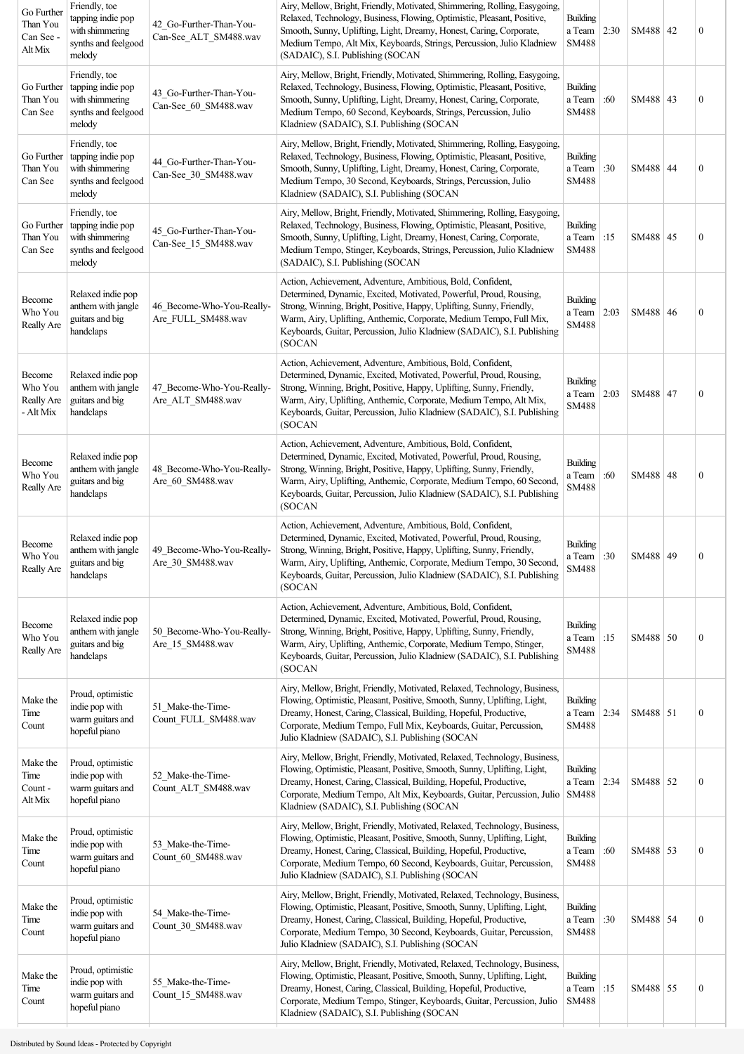| Go Further Than You Can See - Alt Mix | Friendly, toe tapping indie pop with shimmering synths and feelgood melody | 42_Go-Further-Than-You-Can-See_ALT_SM488.wav | Airy, Mellow, Bright, Friendly, Motivated, Shimmering, Rolling, Easygoing, Relaxed, Technology, Business, Flowing, Optimistic, Pleasant, Positive, Smooth, Sunny, Uplifting, Light, Dreamy, Honest, Caring, Corporate, Medium Tempo, Alt Mix, Keyboards, Strings, Percussion, Julio Kladniew (SADAIC), S.I. Publishing (SOCAN | Building a Team SM488 | 2:30 | SM488 | 42 | 0 |
|---|---|---|---|---|---|---|---|---|
| Go Further Than You Can See | Friendly, toe tapping indie pop with shimmering synths and feelgood melody | 43_Go-Further-Than-You-Can-See_60_SM488.wav | Airy, Mellow, Bright, Friendly, Motivated, Shimmering, Rolling, Easygoing, Relaxed, Technology, Business, Flowing, Optimistic, Pleasant, Positive, Smooth, Sunny, Uplifting, Light, Dreamy, Honest, Caring, Corporate, Medium Tempo, 60 Second, Keyboards, Strings, Percussion, Julio Kladniew (SADAIC), S.I. Publishing (SOCAN | Building a Team SM488 | :60 | SM488 | 43 | 0 |
| Go Further Than You Can See | Friendly, toe tapping indie pop with shimmering synths and feelgood melody | 44_Go-Further-Than-You-Can-See_30_SM488.wav | Airy, Mellow, Bright, Friendly, Motivated, Shimmering, Rolling, Easygoing, Relaxed, Technology, Business, Flowing, Optimistic, Pleasant, Positive, Smooth, Sunny, Uplifting, Light, Dreamy, Honest, Caring, Corporate, Medium Tempo, 30 Second, Keyboards, Strings, Percussion, Julio Kladniew (SADAIC), S.I. Publishing (SOCAN | Building a Team SM488 | :30 | SM488 | 44 | 0 |
| Go Further Than You Can See | Friendly, toe tapping indie pop with shimmering synths and feelgood melody | 45_Go-Further-Than-You-Can-See_15_SM488.wav | Airy, Mellow, Bright, Friendly, Motivated, Shimmering, Rolling, Easygoing, Relaxed, Technology, Business, Flowing, Optimistic, Pleasant, Positive, Smooth, Sunny, Uplifting, Light, Dreamy, Honest, Caring, Corporate, Medium Tempo, Stinger, Keyboards, Strings, Percussion, Julio Kladniew (SADAIC), S.I. Publishing (SOCAN | Building a Team SM488 | :15 | SM488 | 45 | 0 |
| Become Who You Really Are | Relaxed indie pop anthem with jangle guitars and big handclaps | 46_Become-Who-You-Really-Are_FULL_SM488.wav | Action, Achievement, Adventure, Ambitious, Bold, Confident, Determined, Dynamic, Excited, Motivated, Powerful, Proud, Rousing, Strong, Winning, Bright, Positive, Happy, Uplifting, Sunny, Friendly, Warm, Airy, Uplifting, Anthemic, Corporate, Medium Tempo, Full Mix, Keyboards, Guitar, Percussion, Julio Kladniew (SADAIC), S.I. Publishing (SOCAN | Building a Team SM488 | 2:03 | SM488 | 46 | 0 |
| Become Who You Really Are - Alt Mix | Relaxed indie pop anthem with jangle guitars and big handclaps | 47_Become-Who-You-Really-Are_ALT_SM488.wav | Action, Achievement, Adventure, Ambitious, Bold, Confident, Determined, Dynamic, Excited, Motivated, Powerful, Proud, Rousing, Strong, Winning, Bright, Positive, Happy, Uplifting, Sunny, Friendly, Warm, Airy, Uplifting, Anthemic, Corporate, Medium Tempo, Alt Mix, Keyboards, Guitar, Percussion, Julio Kladniew (SADAIC), S.I. Publishing (SOCAN | Building a Team SM488 | 2:03 | SM488 | 47 | 0 |
| Become Who You Really Are | Relaxed indie pop anthem with jangle guitars and big handclaps | 48_Become-Who-You-Really-Are_60_SM488.wav | Action, Achievement, Adventure, Ambitious, Bold, Confident, Determined, Dynamic, Excited, Motivated, Powerful, Proud, Rousing, Strong, Winning, Bright, Positive, Happy, Uplifting, Sunny, Friendly, Warm, Airy, Uplifting, Anthemic, Corporate, Medium Tempo, 60 Second, Keyboards, Guitar, Percussion, Julio Kladniew (SADAIC), S.I. Publishing (SOCAN | Building a Team SM488 | :60 | SM488 | 48 | 0 |
| Become Who You Really Are | Relaxed indie pop anthem with jangle guitars and big handclaps | 49_Become-Who-You-Really-Are_30_SM488.wav | Action, Achievement, Adventure, Ambitious, Bold, Confident, Determined, Dynamic, Excited, Motivated, Powerful, Proud, Rousing, Strong, Winning, Bright, Positive, Happy, Uplifting, Sunny, Friendly, Warm, Airy, Uplifting, Anthemic, Corporate, Medium Tempo, 30 Second, Keyboards, Guitar, Percussion, Julio Kladniew (SADAIC), S.I. Publishing (SOCAN | Building a Team SM488 | :30 | SM488 | 49 | 0 |
| Become Who You Really Are | Relaxed indie pop anthem with jangle guitars and big handclaps | 50_Become-Who-You-Really-Are_15_SM488.wav | Action, Achievement, Adventure, Ambitious, Bold, Confident, Determined, Dynamic, Excited, Motivated, Powerful, Proud, Rousing, Strong, Winning, Bright, Positive, Happy, Uplifting, Sunny, Friendly, Warm, Airy, Uplifting, Anthemic, Corporate, Medium Tempo, Stinger, Keyboards, Guitar, Percussion, Julio Kladniew (SADAIC), S.I. Publishing (SOCAN | Building a Team SM488 | :15 | SM488 | 50 | 0 |
| Make the Time Count | Proud, optimistic indie pop with warm guitars and hopeful piano | 51_Make-the-Time-Count_FULL_SM488.wav | Airy, Mellow, Bright, Friendly, Motivated, Relaxed, Technology, Business, Flowing, Optimistic, Pleasant, Positive, Smooth, Sunny, Uplifting, Light, Dreamy, Honest, Caring, Classical, Building, Hopeful, Productive, Corporate, Medium Tempo, Full Mix, Keyboards, Guitar, Percussion, Julio Kladniew (SADAIC), S.I. Publishing (SOCAN | Building a Team SM488 | 2:34 | SM488 | 51 | 0 |
| Make the Time Count - Alt Mix | Proud, optimistic indie pop with warm guitars and hopeful piano | 52_Make-the-Time-Count_ALT_SM488.wav | Airy, Mellow, Bright, Friendly, Motivated, Relaxed, Technology, Business, Flowing, Optimistic, Pleasant, Positive, Smooth, Sunny, Uplifting, Light, Dreamy, Honest, Caring, Classical, Building, Hopeful, Productive, Corporate, Medium Tempo, Alt Mix, Keyboards, Guitar, Percussion, Julio Kladniew (SADAIC), S.I. Publishing (SOCAN | Building a Team SM488 | 2:34 | SM488 | 52 | 0 |
| Make the Time Count | Proud, optimistic indie pop with warm guitars and hopeful piano | 53_Make-the-Time-Count_60_SM488.wav | Airy, Mellow, Bright, Friendly, Motivated, Relaxed, Technology, Business, Flowing, Optimistic, Pleasant, Positive, Smooth, Sunny, Uplifting, Light, Dreamy, Honest, Caring, Classical, Building, Hopeful, Productive, Corporate, Medium Tempo, 60 Second, Keyboards, Guitar, Percussion, Julio Kladniew (SADAIC), S.I. Publishing (SOCAN | Building a Team SM488 | :60 | SM488 | 53 | 0 |
| Make the Time Count | Proud, optimistic indie pop with warm guitars and hopeful piano | 54_Make-the-Time-Count_30_SM488.wav | Airy, Mellow, Bright, Friendly, Motivated, Relaxed, Technology, Business, Flowing, Optimistic, Pleasant, Positive, Smooth, Sunny, Uplifting, Light, Dreamy, Honest, Caring, Classical, Building, Hopeful, Productive, Corporate, Medium Tempo, 30 Second, Keyboards, Guitar, Percussion, Julio Kladniew (SADAIC), S.I. Publishing (SOCAN | Building a Team SM488 | :30 | SM488 | 54 | 0 |
| Make the Time Count | Proud, optimistic indie pop with warm guitars and hopeful piano | 55_Make-the-Time-Count_15_SM488.wav | Airy, Mellow, Bright, Friendly, Motivated, Relaxed, Technology, Business, Flowing, Optimistic, Pleasant, Positive, Smooth, Sunny, Uplifting, Light, Dreamy, Honest, Caring, Classical, Building, Hopeful, Productive, Corporate, Medium Tempo, Stinger, Keyboards, Guitar, Percussion, Julio Kladniew (SADAIC), S.I. Publishing (SOCAN | Building a Team SM488 | :15 | SM488 | 55 | 0 |

Distributed by Sound Ideas - Protected by Copyright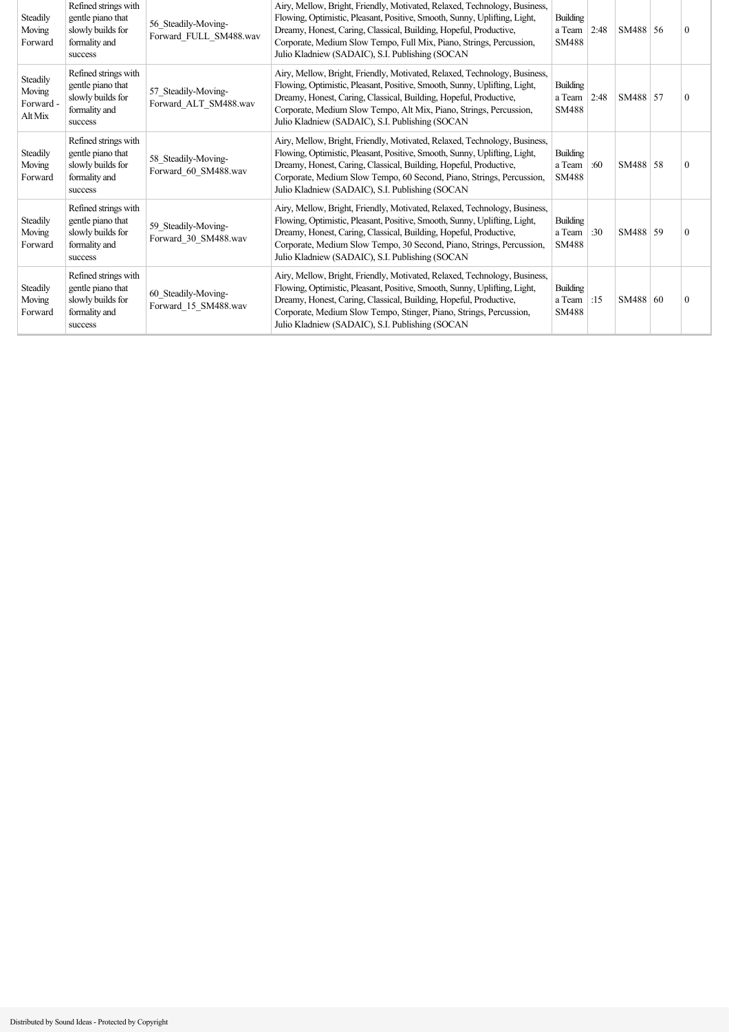| | | | | | | | | |
|---|---|---|---|---|---|---|---|---|
| Steadily Moving Forward | Refined strings with gentle piano that slowly builds for formality and success | 56_Steadily-Moving-Forward_FULL_SM488.wav | Airy, Mellow, Bright, Friendly, Motivated, Relaxed, Technology, Business, Flowing, Optimistic, Pleasant, Positive, Smooth, Sunny, Uplifting, Light, Dreamy, Honest, Caring, Classical, Building, Hopeful, Productive, Corporate, Medium Slow Tempo, Full Mix, Piano, Strings, Percussion, Julio Kladniew (SADAIC), S.I. Publishing (SOCAN | Building a Team SM488 | 2:48 | SM488 | 56 | 0 |
| Steadily Moving Forward - Alt Mix | Refined strings with gentle piano that slowly builds for formality and success | 57_Steadily-Moving-Forward_ALT_SM488.wav | Airy, Mellow, Bright, Friendly, Motivated, Relaxed, Technology, Business, Flowing, Optimistic, Pleasant, Positive, Smooth, Sunny, Uplifting, Light, Dreamy, Honest, Caring, Classical, Building, Hopeful, Productive, Corporate, Medium Slow Tempo, Alt Mix, Piano, Strings, Percussion, Julio Kladniew (SADAIC), S.I. Publishing (SOCAN | Building a Team SM488 | 2:48 | SM488 | 57 | 0 |
| Steadily Moving Forward | Refined strings with gentle piano that slowly builds for formality and success | 58_Steadily-Moving-Forward_60_SM488.wav | Airy, Mellow, Bright, Friendly, Motivated, Relaxed, Technology, Business, Flowing, Optimistic, Pleasant, Positive, Smooth, Sunny, Uplifting, Light, Dreamy, Honest, Caring, Classical, Building, Hopeful, Productive, Corporate, Medium Slow Tempo, 60 Second, Piano, Strings, Percussion, Julio Kladniew (SADAIC), S.I. Publishing (SOCAN | Building a Team SM488 | :60 | SM488 | 58 | 0 |
| Steadily Moving Forward | Refined strings with gentle piano that slowly builds for formality and success | 59_Steadily-Moving-Forward_30_SM488.wav | Airy, Mellow, Bright, Friendly, Motivated, Relaxed, Technology, Business, Flowing, Optimistic, Pleasant, Positive, Smooth, Sunny, Uplifting, Light, Dreamy, Honest, Caring, Classical, Building, Hopeful, Productive, Corporate, Medium Slow Tempo, 30 Second, Piano, Strings, Percussion, Julio Kladniew (SADAIC), S.I. Publishing (SOCAN | Building a Team SM488 | :30 | SM488 | 59 | 0 |
| Steadily Moving Forward | Refined strings with gentle piano that slowly builds for formality and success | 60_Steadily-Moving-Forward_15_SM488.wav | Airy, Mellow, Bright, Friendly, Motivated, Relaxed, Technology, Business, Flowing, Optimistic, Pleasant, Positive, Smooth, Sunny, Uplifting, Light, Dreamy, Honest, Caring, Classical, Building, Hopeful, Productive, Corporate, Medium Slow Tempo, Stinger, Piano, Strings, Percussion, Julio Kladniew (SADAIC), S.I. Publishing (SOCAN | Building a Team SM488 | :15 | SM488 | 60 | 0 |